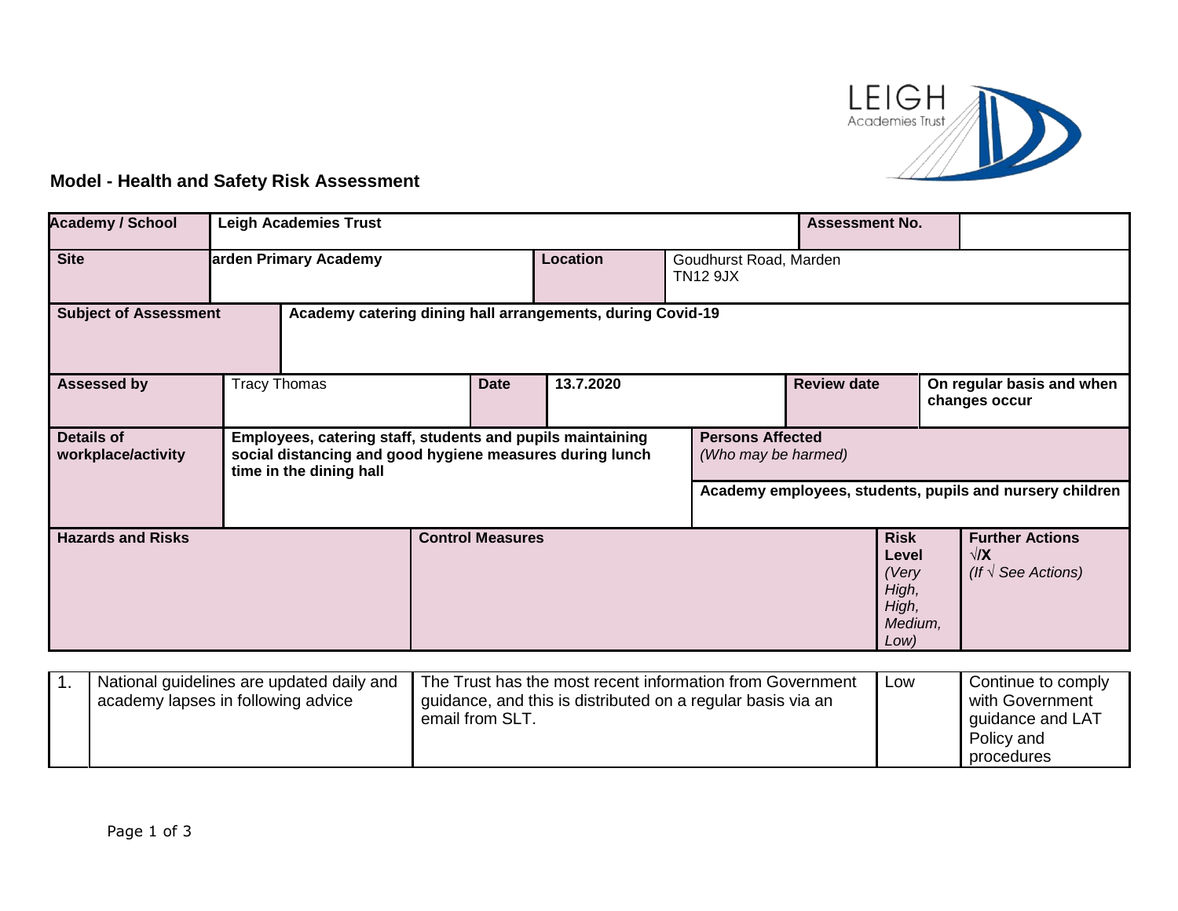## Model - Health and Safety Risk Assessment

| | | | | | |
|---|---|---|---|---|---|
| **Academy / School** | **Leigh Academies Trust** | | | **Assessment No.** | |
| **Site** | **arden Primary Academy** | **Location** | Goudhurst Road, Marden TN12 9JX | | |
| **Subject of Assessment** | **Academy catering dining hall arrangements, during Covid-19** | | | | |
| **Assessed by** | Tracy Thomas | **Date** | **13.7.2020** | **Review date** | **On regular basis and when changes occur** |
| **Details of workplace/activity** | **Employees, catering staff, students and pupils maintaining social distancing and good hygiene measures during lunch time in the dining hall** | | **Persons Affected** *(Who may be harmed)* **Academy employees, students, pupils and nursery children** | | |

| | **Hazards and Risks** | **Control Measures** | **Risk Level** *(Very High, High, Medium, Low)* | **Further Actions** √/**X** *(If √ See Actions)* |
|---|---|---|---|---|
| 1. | National guidelines are updated daily and academy lapses in following advice | The Trust has the most recent information from Government guidance, and this is distributed on a regular basis via an email from SLT. | Low | Continue to comply with Government guidance and LAT Policy and procedures |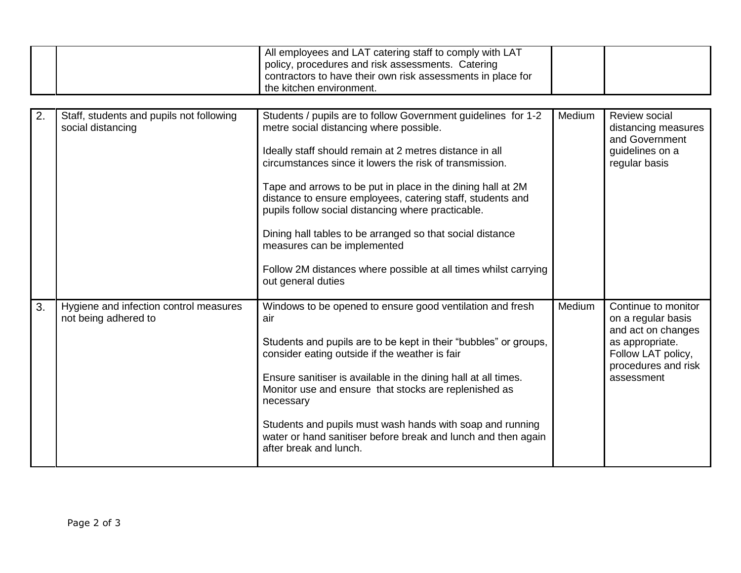| | | | | |
|---|---|---|---|---|
| | | All employees and LAT catering staff to comply with LAT policy, procedures and risk assessments. Catering contractors to have their own risk assessments in place for the kitchen environment. | | |
| 2. | Staff, students and pupils not following social distancing | Students / pupils are to follow Government guidelines for 1-2 metre social distancing where possible.<br><br>Ideally staff should remain at 2 metres distance in all circumstances since it lowers the risk of transmission.<br><br>Tape and arrows to be put in place in the dining hall at 2M distance to ensure employees, catering staff, students and pupils follow social distancing where practicable.<br><br>Dining hall tables to be arranged so that social distance measures can be implemented<br><br>Follow 2M distances where possible at all times whilst carrying out general duties | Medium | Review social distancing measures and Government guidelines on a regular basis |
| 3. | Hygiene and infection control measures not being adhered to | Windows to be opened to ensure good ventilation and fresh air<br><br>Students and pupils are to be kept in their “bubbles” or groups, consider eating outside if the weather is fair<br><br>Ensure sanitiser is available in the dining hall at all times. Monitor use and ensure that stocks are replenished as necessary<br><br>Students and pupils must wash hands with soap and running water or hand sanitiser before break and lunch and then again after break and lunch. | Medium | Continue to monitor on a regular basis and act on changes as appropriate. Follow LAT policy, procedures and risk assessment |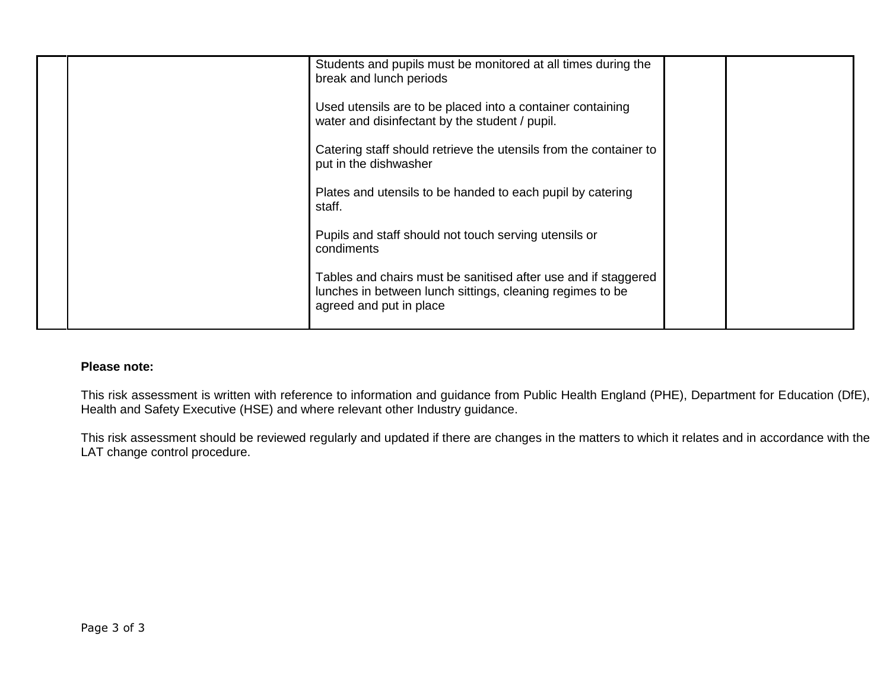| | | | | |
|---|---|---|---|---|
| | | Students and pupils must be monitored at all times during the break and lunch periods<br><br>Used utensils are to be placed into a container containing water and disinfectant by the student / pupil.<br><br>Catering staff should retrieve the utensils from the container to put in the dishwasher<br><br>Plates and utensils to be handed to each pupil by catering staff.<br><br>Pupils and staff should not touch serving utensils or condiments<br><br>Tables and chairs must be sanitised after use and if staggered lunches in between lunch sittings, cleaning regimes to be agreed and put in place | | |

**Please note:**

This risk assessment is written with reference to information and guidance from Public Health England (PHE), Department for Education (DfE), Health and Safety Executive (HSE) and where relevant other Industry guidance.

This risk assessment should be reviewed regularly and updated if there are changes in the matters to which it relates and in accordance with the LAT change control procedure.